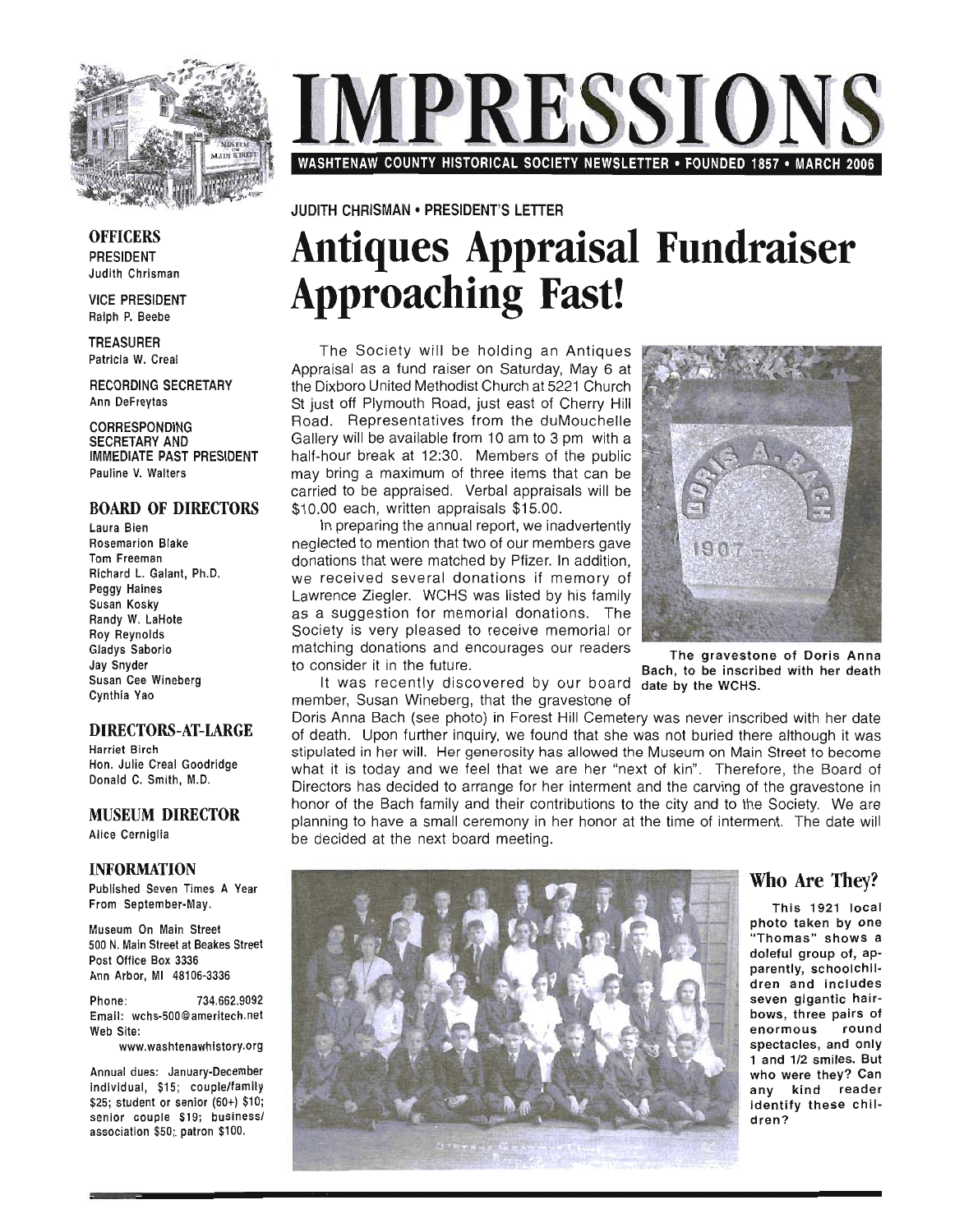# IMPRESSIONS

**WASHTENAW COUNTY HISTORICAL SOCIETY NEWSLETTER • FOUNDED 1857 • MARCH 2006**

## OFFICERS

**PRESIDENT**
Judith Chrisman

**VICE PRESIDENT**
Ralph P. Beebe

**TREASURER**
Patricia W. Creal

**RECORDING SECRETARY**
Ann DeFreytas

**CORRESPONDING SECRETARY AND IMMEDIATE PAST PRESIDENT**
Pauline V. Walters

## BOARD OF DIRECTORS

Laura Bien
Rosemarion Blake
Tom Freeman
Richard L. Galant, Ph.D.
Peggy Haines
Susan Kosky
Randy W. LaHote
Roy Reynolds
Gladys Saborio
Jay Snyder
Susan Cee Wineberg
Cynthia Yao

## DIRECTORS-AT-LARGE

Harriet Birch
Hon. Julie Creal Goodridge
Donald C. Smith, M.D.

## MUSEUM DIRECTOR

Alice Cerniglia

## INFORMATION

Published Seven Times A Year From September-May.

Museum On Main Street
500 N. Main Street at Beakes Street
Post Office Box 3336
Ann Arbor, MI 48106-3336

Phone: 734.662.9092
Email: wchs-500@ameritech.net
Web Site: www.washtenawhistory.org

Annual dues: January-December individual, $15; couple/family $25; student or senior (60+) $10; senior couple $19; business/association $50; patron $100.

---

JUDITH CHRISMAN • PRESIDENT'S LETTER

# Antiques Appraisal Fundraiser Approaching Fast!

The Society will be holding an Antiques Appraisal as a fund raiser on Saturday, May 6 at the Dixboro United Methodist Church at 5221 Church St just off Plymouth Road, just east of Cherry Hill Road. Representatives from the duMouchelle Gallery will be available from 10 am to 3 pm with a half-hour break at 12:30. Members of the public may bring a maximum of three items that can be carried to be appraised. Verbal appraisals will be $10.00 each, written appraisals $15.00.

In preparing the annual report, we inadvertently neglected to mention that two of our members gave donations that were matched by Pfizer. In addition, we received several donations if memory of Lawrence Ziegler. WCHS was listed by his family as a suggestion for memorial donations. The Society is very pleased to receive memorial or matching donations and encourages our readers to consider it in the future.

It was recently discovered by our board member, Susan Wineberg, that the gravestone of Doris Anna Bach (see photo) in Forest Hill Cemetery was never inscribed with her date of death. Upon further inquiry, we found that she was not buried there although it was stipulated in her will. Her generosity has allowed the Museum on Main Street to become what it is today and we feel that we are her "next of kin". Therefore, the Board of Directors has decided to arrange for her interment and the carving of the gravestone in honor of the Bach family and their contributions to the city and to the Society. We are planning to have a small ceremony in her honor at the time of interment. The date will be decided at the next board meeting.

The gravestone of Doris Anna Bach, to be inscribed with her death date by the WCHS.

## Who Are They?

This 1921 local photo taken by one "Thomas" shows a doleful group of, apparently, schoolchildren and includes seven gigantic hairbows, three pairs of enormous round spectacles, and only 1 and 1/2 smiles. But who were they? Can any kind reader identify these children?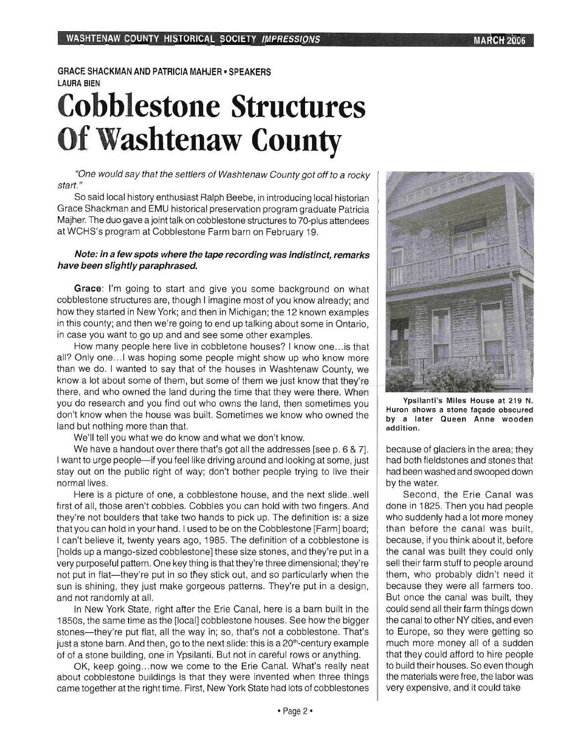GRACE SHACKMAN AND PATRICIA MAHJER • SPEAKERS
LAURA BIEN

# Cobblestone Structures Of Washtenaw County

*"One would say that the settlers of Washtenaw County got off to a rocky start."*

So said local history enthusiast Ralph Beebe, in introducing local historian Grace Shackman and EMU historical preservation program graduate Patricia Majher. The duo gave a joint talk on cobblestone structures to 70-plus attendees at WCHS's program at Cobblestone Farm barn on February 19.

***Note: in a few spots where the tape recording was indistinct, remarks have been slightly paraphrased.***

**Grace**: I'm going to start and give you some background on what cobblestone structures are, though I imagine most of you know already; and how they started in New York; and then in Michigan; the 12 known examples in this county; and then we're going to end up talking about some in Ontario, in case you want to go up and and see some other examples.

How many people here live in cobbletone houses? I know one...is that all? Only one...I was hoping some people might show up who know more than we do. I wanted to say that of the houses in Washtenaw County, we know a lot about some of them, but some of them we just know that they're there, and who owned the land during the time that they were there. When you do research and you find out who owns the land, then sometimes you don't know when the house was built. Sometimes we know who owned the land but nothing more than that.

We'll tell you what we do know and what we don't know.

We have a handout over there that's got all the addresses [see p. 6 & 7]. I want to urge people—if you feel like driving around and looking at some, just stay out on the public right of way; don't bother people trying to live their normal lives.

Here is a picture of one, a cobblestone house, and the next slide..well first of all, those aren't cobbles. Cobbles you can hold with two fingers. And they're not boulders that take two hands to pick up. The definition is: a size that you can hold in your hand. I used to be on the Cobblestone [Farm] board; I can't believe it, twenty years ago, 1985. The definition of a cobblestone is [holds up a mango-sized cobblestone] these size stones, and they're put in a very purposeful pattern. One key thing is that they're three dimensional; they're not put in flat—they're put in so they stick out, and so particularly when the sun is shining, they just make gorgeous patterns. They're put in a design, and not randomly at all.

In New York State, right after the Erie Canal, here is a barn built in the 1850s, the same time as the [local] cobblestone houses. See how the bigger stones—they're put flat, all the way in; so, that's not a cobblestone. That's just a stone barn. And then, go to the next slide: this is a 20th-century example of of a stone building, one in Ypsilanti. But not in careful rows or anything.

OK, keep going...now we come to the Erie Canal. What's really neat about cobblestone buildings is that they were invented when three things came together at the right time. First, New York State had lots of cobblestones because of glaciers in the area; they had both fieldstones and stones that had been washed and swooped down by the water.

Ypsilanti's Miles House at 219 N. Huron shows a stone façade obscured by a later Queen Anne wooden addition.

Second, the Erie Canal was done in 1825. Then you had people who suddenly had a lot more money than before the canal was built, because, if you think about it, before the canal was built they could only sell their farm stuff to people around them, who probably didn't need it because they were all farmers too. But once the canal was built, they could send all their farm things down the canal to other NY cities, and even to Europe, so they were getting so much more money all of a sudden that they could afford to hire people to build their houses. So even though the materials were free, the labor was very expensive, and it could take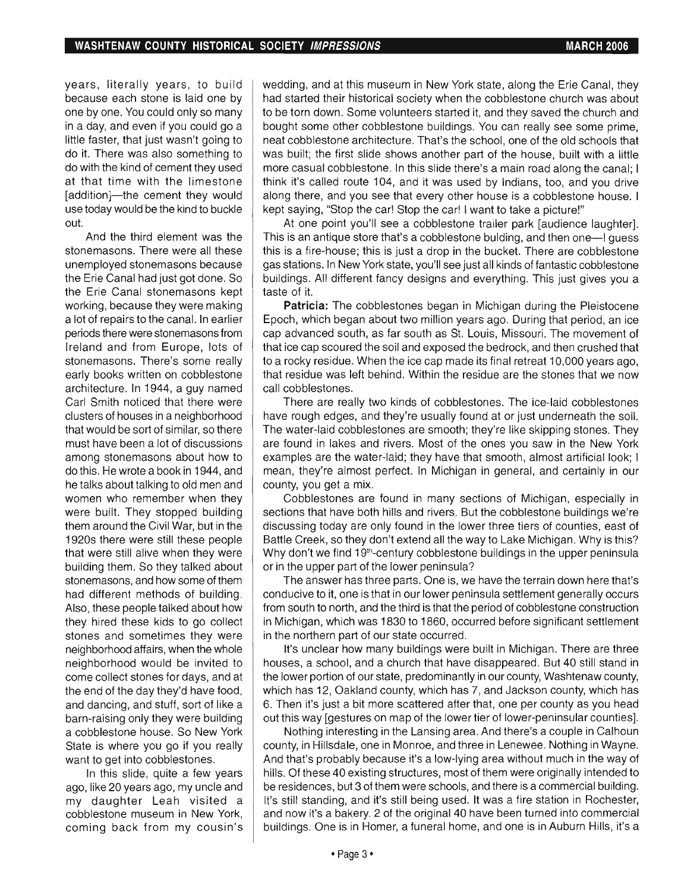years, literally years, to build because each stone is laid one by one by one. You could only so many in a day, and even if you could go a little faster, that just wasn't going to do it. There was also something to do with the kind of cement they used at that time with the limestone [addition]—the cement they would use today would be the kind to buckle out.

And the third element was the stonemasons. There were all these unemployed stonemasons because the Erie Canal had just got done. So the Erie Canal stonemasons kept working, because they were making a lot of repairs to the canal. In earlier periods there were stonemasons from Ireland and from Europe, lots of stonemasons. There's some really early books written on cobblestone architecture. In 1944, a guy named Carl Smith noticed that there were clusters of houses in a neighborhood that would be sort of similar, so there must have been a lot of discussions among stonemasons about how to do this. He wrote a book in 1944, and he talks about talking to old men and women who remember when they were built. They stopped building them around the Civil War, but in the 1920s there were still these people that were still alive when they were building them. So they talked about stonemasons, and how some of them had different methods of building. Also, these people talked about how they hired these kids to go collect stones and sometimes they were neighborhood affairs, when the whole neighborhood would be invited to come collect stones for days, and at the end of the day they'd have food, and dancing, and stuff, sort of like a barn-raising only they were building a cobblestone house. So New York State is where you go if you really want to get into cobblestones.

In this slide, quite a few years ago, like 20 years ago, my uncle and my daughter Leah visited a cobblestone museum in New York, coming back from my cousin's wedding, and at this museum in New York state, along the Erie Canal, they had started their historical society when the cobblestone church was about to be torn down. Some volunteers started it, and they saved the church and bought some other cobblestone buildings. You can really see some prime, neat cobblestone architecture. That's the school, one of the old schools that was built; the first slide shows another part of the house, built with a little more casual cobblestone. In this slide there's a main road along the canal; I think it's called route 104, and it was used by Indians, too, and you drive along there, and you see that every other house is a cobblestone house. I kept saying, "Stop the car! Stop the car! I want to take a picture!"

At one point you'll see a cobblestone trailer park [audience laughter]. This is an antique store that's a cobblestone bulding, and then one—I guess this is a fire-house; this is just a drop in the bucket. There are cobblestone gas stations. In New York state, you'll see just all kinds of fantastic cobblestone buildings. All different fancy designs and everything. This just gives you a taste of it.

**Patricia:** The cobblestones began in Michigan during the Pleistocene Epoch, which began about two million years ago. During that period, an ice cap advanced south, as far south as St. Louis, Missouri. The movement of that ice cap scoured the soil and exposed the bedrock, and then crushed that to a rocky residue. When the ice cap made its final retreat 10,000 years ago, that residue was left behind. Within the residue are the stones that we now call cobblestones.

There are really two kinds of cobblestones. The ice-laid cobblestones have rough edges, and they're usually found at or just underneath the soil. The water-laid cobblestones are smooth; they're like skipping stones. They are found in lakes and rivers. Most of the ones you saw in the New York examples are the water-laid; they have that smooth, almost artificial look; I mean, they're almost perfect. In Michigan in general, and certainly in our county, you get a mix.

Cobblestones are found in many sections of Michigan, especially in sections that have both hills and rivers. But the cobblestone buildings we're discussing today are only found in the lower three tiers of counties, east of Battle Creek, so they don't extend all the way to Lake Michigan. Why is this? Why don't we find 19th-century cobblestone buildings in the upper peninsula or in the upper part of the lower peninsula?

The answer has three parts. One is, we have the terrain down here that's conducive to it, one is that in our lower peninsula settlement generally occurs from south to north, and the third is that the period of cobblestone construction in Michigan, which was 1830 to 1860, occurred before significant settlement in the northern part of our state occurred.

It's unclear how many buildings were built in Michigan. There are three houses, a school, and a church that have disappeared. But 40 still stand in the lower portion of our state, predominantly in our county, Washtenaw county, which has 12, Oakland county, which has 7, and Jackson county, which has 6. Then it's just a bit more scattered after that, one per county as you head out this way [gestures on map of the lower tier of lower-peninsular counties].

Nothing interesting in the Lansing area. And there's a couple in Calhoun county, in Hillsdale, one in Monroe, and three in Lenewee. Nothing in Wayne. And that's probably because it's a low-lying area without much in the way of hills. Of these 40 existing structures, most of them were originally intended to be residences, but 3 of them were schools, and there is a commercial building. It's still standing, and it's still being used. It was a fire station in Rochester, and now it's a bakery. 2 of the original 40 have been turned into commercial buildings. One is in Homer, a funeral home, and one is in Auburn Hills, it's a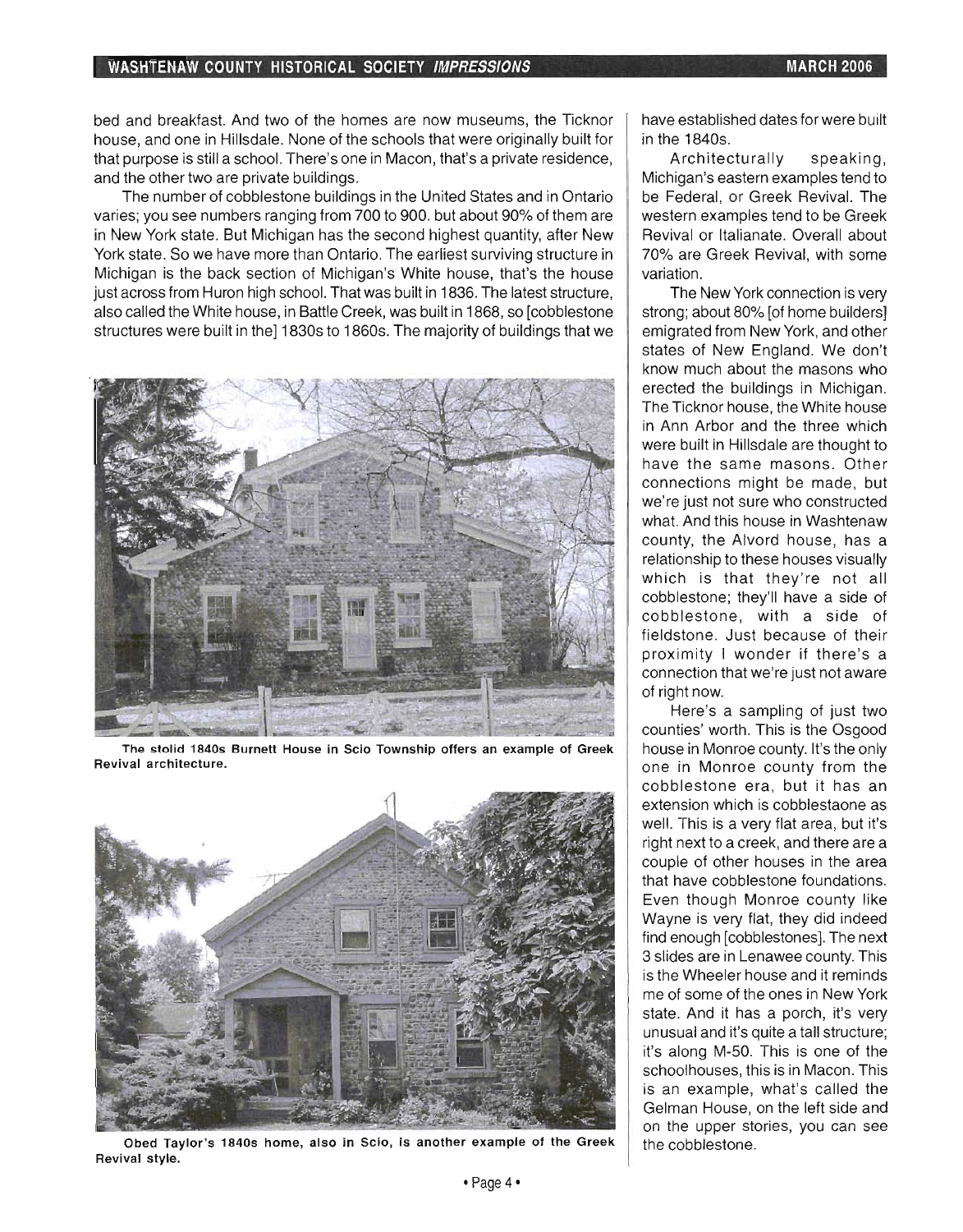bed and breakfast. And two of the homes are now museums, the Ticknor house, and one in Hillsdale. None of the schools that were originally built for that purpose is still a school. There's one in Macon, that's a private residence, and the other two are private buildings.

The number of cobblestone buildings in the United States and in Ontario varies; you see numbers ranging from 700 to 900. but about 90% of them are in New York state. But Michigan has the second highest quantity, after New York state. So we have more than Ontario. The earliest surviving structure in Michigan is the back section of Michigan's White house, that's the house just across from Huron high school. That was built in 1836. The latest structure, also called the White house, in Battle Creek, was built in 1868, so [cobblestone structures were built in the] 1830s to 1860s. The majority of buildings that we have established dates for were built in the 1840s.

The stolid 1840s Burnett House in Scio Township offers an example of Greek Revival architecture.

Obed Taylor's 1840s home, also in Scio, is another example of the Greek Revival style.

Architecturally speaking, Michigan's eastern examples tend to be Federal, or Greek Revival. The western examples tend to be Greek Revival or Italianate. Overall about 70% are Greek Revival, with some variation.

The New York connection is very strong; about 80% [of home builders] emigrated from New York, and other states of New England. We don't know much about the masons who erected the buildings in Michigan. The Ticknor house, the White house in Ann Arbor and the three which were built in Hillsdale are thought to have the same masons. Other connections might be made, but we're just not sure who constructed what. And this house in Washtenaw county, the Alvord house, has a relationship to these houses visually which is that they're not all cobblestone; they'll have a side of cobblestone, with a side of fieldstone. Just because of their proximity I wonder if there's a connection that we're just not aware of right now.

Here's a sampling of just two counties' worth. This is the Osgood house in Monroe county. It's the only one in Monroe county from the cobblestone era, but it has an extension which is cobblestaone as well. This is a very flat area, but it's right next to a creek, and there are a couple of other houses in the area that have cobblestone foundations. Even though Monroe county like Wayne is very flat, they did indeed find enough [cobblestones]. The next 3 slides are in Lenawee county. This is the Wheeler house and it reminds me of some of the ones in New York state. And it has a porch, it's very unusual and it's quite a tall structure; it's along M-50. This is one of the schoolhouses, this is in Macon. This is an example, what's called the Gelman House, on the left side and on the upper stories, you can see the cobblestone.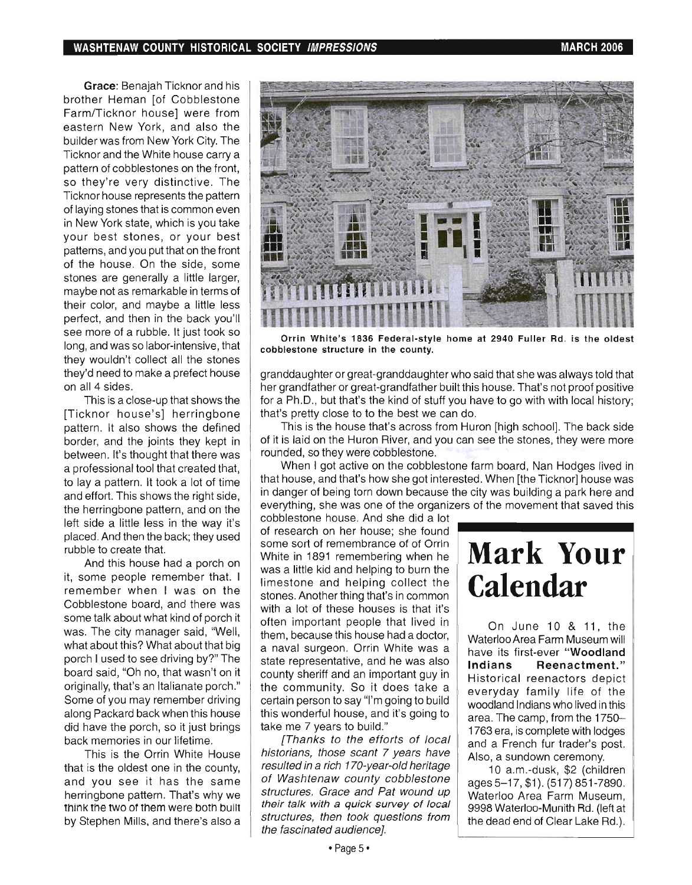**Grace**: Benajah Ticknor and his brother Heman [of Cobblestone Farm/Ticknor house] were from eastern New York, and also the builder was from New York City. The Ticknor and the White house carry a pattern of cobblestones on the front, so they're very distinctive. The Ticknor house represents the pattern of laying stones that is common even in New York state, which is you take your best stones, or your best patterns, and you put that on the front of the house. On the side, some stones are generally a little larger, maybe not as remarkable in terms of their color, and maybe a little less perfect, and then in the back you'll see more of a rubble. It just took so long, and was so labor-intensive, that they wouldn't collect all the stones they'd need to make a prefect house on all 4 sides.

This is a close-up that shows the [Ticknor house's] herringbone pattern. It also shows the defined border, and the joints they kept in between. It's thought that there was a professional tool that created that, to lay a pattern. It took a lot of time and effort. This shows the right side, the herringbone pattern, and on the left side a little less in the way it's placed. And then the back; they used rubble to create that.

And this house had a porch on it, some people remember that. I remember when I was on the Cobblestone board, and there was some talk about what kind of porch it was. The city manager said, "Well, what about this? What about that big porch I used to see driving by?" The board said, "Oh no, that wasn't on it originally, that's an Italianate porch." Some of you may remember driving along Packard back when this house did have the porch, so it just brings back memories in our lifetime.

This is the Orrin White House that is the oldest one in the county, and you see it has the same herringbone pattern. That's why we think the two of them were both built by Stephen Mills, and there's also a granddaughter or great-granddaughter who said that she was always told that her grandfather or great-grandfather built this house. That's not proof positive for a Ph.D., but that's the kind of stuff you have to go with with local history; that's pretty close to to the best we can do.

**Orrin White's 1836 Federal-style home at 2940 Fuller Rd. is the oldest cobblestone structure in the county.**

This is the house that's across from Huron [high school]. The back side of it is laid on the Huron River, and you can see the stones, they were more rounded, so they were cobblestone.

When I got active on the cobblestone farm board, Nan Hodges lived in that house, and that's how she got interested. When [the Ticknor] house was in danger of being torn down because the city was building a park here and everything, she was one of the organizers of the movement that saved this cobblestone house. And she did a lot of research on her house; she found some sort of remembrance of of Orrin White in 1891 remembering when he was a little kid and helping to burn the limestone and helping collect the stones. Another thing that's in common with a lot of these houses is that it's often important people that lived in them, because this house had a doctor, a naval surgeon. Orrin White was a state representative, and he was also county sheriff and an important guy in the community. So it does take a certain person to say "I'm going to build this wonderful house, and it's going to take me 7 years to build."

*[Thanks to the efforts of local historians, those scant 7 years have resulted in a rich 170-year-old heritage of Washtenaw county cobblestone structures. Grace and Pat wound up their talk with a quick survey of local structures, then took questions from the fascinated audience].*

# Mark Your Calendar

On June 10 & 11, the Waterloo Area Farm Museum will have its first-ever **"Woodland Indians Reenactment."** Historical reenactors depict everyday family life of the woodland Indians who lived in this area. The camp, from the 1750–1763 era, is complete with lodges and a French fur trader's post. Also, a sundown ceremony.

10 a.m.-dusk, $2 (children ages 5–17, $1). (517) 851-7890. Waterloo Area Farm Museum, 9998 Waterloo-Munith Rd. (left at the dead end of Clear Lake Rd.).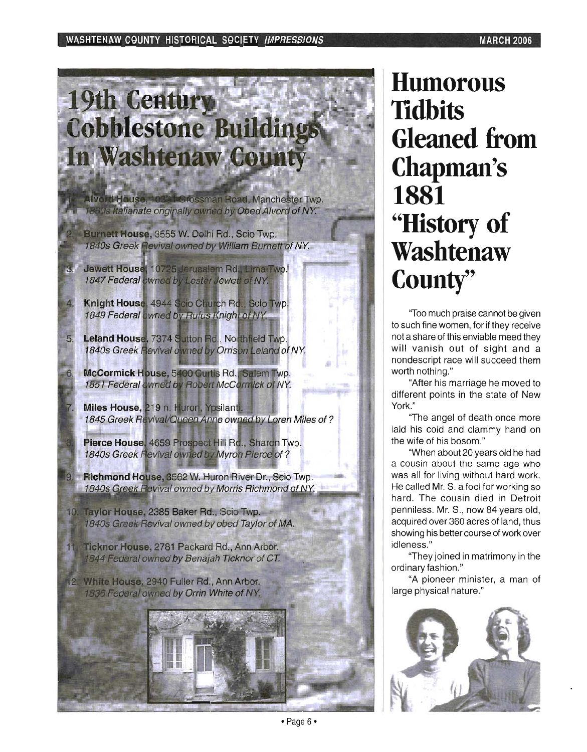# 19th Century Cobblestone Buildings In Washtenaw County

1. **Alvord House,** 10321 Grossman Road, Manchester Twp.
   *1860s Italianate originally owned by Obed Alvord of NY.*
2. **Burnett House,** 3555 W. Delhi Rd., Scio Twp.
   *1840s Greek Revival owned by William Burnett of NY.*
3. **Jewett House,** 10725 Jerusalem Rd., Lima Twp.
   *1847 Federal owned by Lester Jewett of NY.*
4. **Knight House,** 4944 Scio Church Rd., Scio Twp.
   *1849 Federal owned by Rufus Knight of NY.*
5. **Leland House,** 7374 Sutton Rd., Northfield Twp.
   *1840s Greek Revival owned by Orrison Leland of NY.*
6. **McCormick House,** 5400 Curtis Rd., Salem Twp.
   *1851 Federal owned by Robert McCormick of NY.*
7. **Miles House,** 219 n. Huron, Ypsilanti.
   *1845 Greek Revival/Queen Anne owned by Loren Miles of ?*
8. **Pierce House,** 4659 Prospect Hill Rd., Sharon Twp.
   *1840s Greek Revival owned by Myron Pierce of ?*
9. **Richmond House,** 3562 W. Huron River Dr., Scio Twp.
   *1840s Greek Revival owned by Morris Richmond of NY.*
10. **Taylor House,** 2385 Baker Rd., Scio Twp.
    *1840s Greek Revival owned by obed Taylor of MA.*
11. **Ticknor House,** 2781 Packard Rd., Ann Arbor.
    *1844 Federal owned by Benajah Ticknor of CT.*
12. **White House,** 2940 Fuller Rd., Ann Arbor.
    *1836 Federal owned by Orrin White of NY.*

# Humorous Tidbits Gleaned from Chapman's 1881 "History of Washtenaw County"

"Too much praise cannot be given to such fine women, for if they receive not a share of this enviable meed they will vanish out of sight and a nondescript race will succeed them worth nothing."

"After his marriage he moved to different points in the state of New York."

"The angel of death once more laid his cold and clammy hand on the wife of his bosom."

"When about 20 years old he had a cousin about the same age who was all for living without hard work. He called Mr. S. a fool for working so hard. The cousin died in Detroit penniless. Mr. S., now 84 years old, acquired over 360 acres of land, thus showing his better course of work over idleness."

"They joined in matrimony in the ordinary fashion."

"A pioneer minister, a man of large physical nature."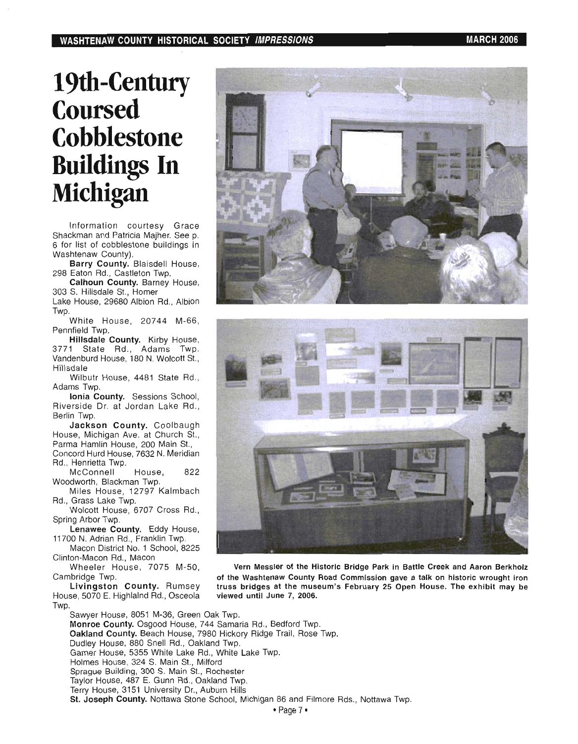# 19th-Century Coursed Cobblestone Buildings In Michigan

Information courtesy Grace Shackman and Patricia Majher. See p. 6 for list of cobblestone buildings in Washtenaw County).

**Barry County.** Blaisdell House, 298 Eaton Rd., Castleton Twp.

**Calhoun County.** Barney House, 303 S. Hillsdale St., Homer

Lake House, 29680 Albion Rd., Albion Twp.

White House, 20744 M-66, Pennfield Twp.

**Hillsdale County.** Kirby House, 3771 State Rd., Adams Twp. Vandenburd House, 180 N. Wolcott St., Hillsdale

Wilbutr House, 4481 State Rd., Adams Twp.

**Ionia County.** Sessions School, Riverside Dr. at Jordan Lake Rd., Berlin Twp.

**Jackson County.** Coolbaugh House, Michigan Ave. at Church St., Parma Hamlin House, 200 Main St., Concord Hurd House, 7632 N. Meridian Rd., Henrietta Twp.

McConnell House, 822 Woodworth, Blackman Twp.

Miles House, 12797 Kalmbach Rd., Grass Lake Twp.

Wolcott House, 6707 Cross Rd., Spring Arbor Twp.

**Lenawee County.** Eddy House, 11700 N. Adrian Rd., Franklin Twp.

Macon District No. 1 School, 8225 Clinton-Macon Rd., Macon

Wheeler House, 7075 M-50, Cambridge Twp.

**Livingston County.** Rumsey House, 5070 E. Highlalnd Rd., Osceola Twp.

Sawyer House, 8051 M-36, Green Oak Twp.

**Monroe County.** Osgood House, 744 Samaria Rd., Bedford Twp.

**Oakland County.** Beach House, 7980 Hickory Ridge Trail, Rose Twp.

Dudley House, 880 Snell Rd., Oakland Twp.

Garner House, 5355 White Lake Rd., White Lake Twp.

Holmes House, 324 S. Main St., Milford

Sprague Building, 300 S. Main St., Rochester

Taylor House, 487 E. Gunn Rd., Oakland Twp.

Terry House, 3151 University Dr., Auburn Hills

**St. Joseph County.** Nottawa Stone School, Michigan 86 and Filmore Rds., Nottawa Twp.

**Vern Messler of the Historic Bridge Park in Battle Creek and Aaron Berkholz of the Washtenaw County Road Commission gave a talk on historic wrought iron truss bridges at the museum's February 25 Open House. The exhibit may be viewed until June 7, 2006.**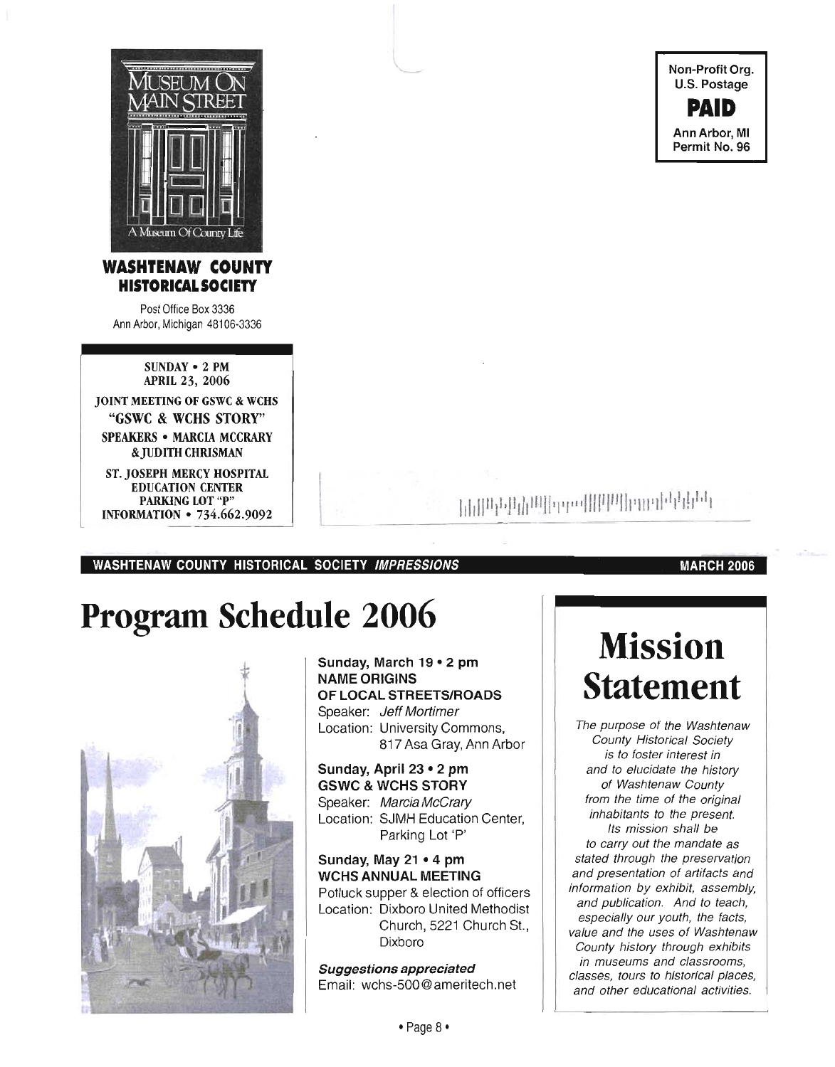MUSEUM ON MAIN STREET

A Museum Of County Life

**WASHTENAW COUNTY HISTORICAL SOCIETY**

Post Office Box 3336
Ann Arbor, Michigan 48106-3336

Non-Profit Org.
U.S. Postage
**PAID**
Ann Arbor, MI
Permit No. 96

SUNDAY • 2 PM
APRIL 23, 2006

JOINT MEETING OF GSWC & WCHS
"GSWC & WCHS STORY"
SPEAKERS • MARCIA MCCRARY & JUDITH CHRISMAN

ST. JOSEPH MERCY HOSPITAL EDUCATION CENTER
PARKING LOT "P"
INFORMATION • 734.662.9092

**WASHTENAW COUNTY HISTORICAL SOCIETY *IMPRESSIONS*** **MARCH 2006**

# Program Schedule 2006

**Sunday, March 19 • 2 pm**
**NAME ORIGINS OF LOCAL STREETS/ROADS**
Speaker: *Jeff Mortimer*
Location: University Commons, 817 Asa Gray, Ann Arbor

**Sunday, April 23 • 2 pm**
**GSWC & WCHS STORY**
Speaker: *Marcia McCrary*
Location: SJMH Education Center, Parking Lot 'P'

**Sunday, May 21 • 4 pm**
**WCHS ANNUAL MEETING**
Potluck supper & election of officers
Location: Dixboro United Methodist Church, 5221 Church St., Dixboro

***Suggestions appreciated***
Email: wchs-500@ameritech.net

# Mission Statement

*The purpose of the Washtenaw County Historical Society is to foster interest in and to elucidate the history of Washtenaw County from the time of the original inhabitants to the present. Its mission shall be to carry out the mandate as stated through the preservation and presentation of artifacts and information by exhibit, assembly, and publication. And to teach, especially our youth, the facts, value and the uses of Washtenaw County history through exhibits in museums and classrooms, classes, tours to historical places, and other educational activities.*